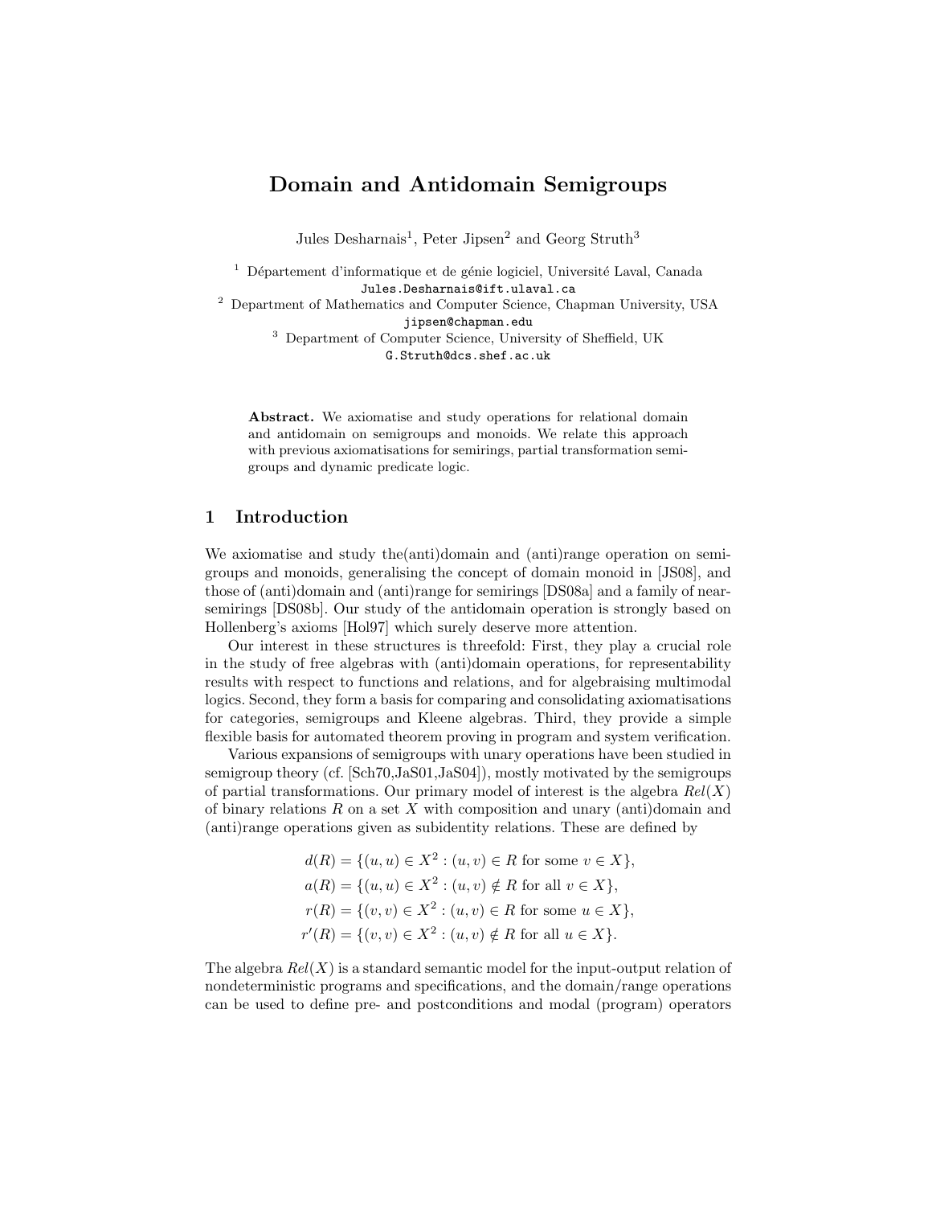# Domain and Antidomain Semigroups

Jules Desharnais[1], Peter Jipsen[2] and Georg Struth[3]

[1] Département d'informatique et de génie logiciel, Université Laval, Canada
Jules.Desharnais@ift.ulaval.ca

[2] Department of Mathematics and Computer Science, Chapman University, USA
jipsen@chapman.edu

[3] Department of Computer Science, University of Sheffield, UK
G.Struth@dcs.shef.ac.uk

**Abstract.** We axiomatise and study operations for relational domain and antidomain on semigroups and monoids. We relate this approach with previous axiomatisations for semirings, partial transformation semigroups and dynamic predicate logic.

## 1 Introduction

We axiomatise and study the(anti)domain and (anti)range operation on semigroups and monoids, generalising the concept of domain monoid in [JS08], and those of (anti)domain and (anti)range for semirings [DS08a] and a family of near-semirings [DS08b]. Our study of the antidomain operation is strongly based on Hollenberg's axioms [Hol97] which surely deserve more attention.

Our interest in these structures is threefold: First, they play a crucial role in the study of free algebras with (anti)domain operations, for representability results with respect to functions and relations, and for algebraising multimodal logics. Second, they form a basis for comparing and consolidating axiomatisations for categories, semigroups and Kleene algebras. Third, they provide a simple flexible basis for automated theorem proving in program and system verification.

Various expansions of semigroups with unary operations have been studied in semigroup theory (cf. [Sch70,JaS01,JaS04]), mostly motivated by the semigroups of partial transformations. Our primary model of interest is the algebra $Rel(X)$ of binary relations $R$ on a set $X$ with composition and unary (anti)domain and (anti)range operations given as subidentity relations. These are defined by

$$d(R) = \{(u,u) \in X^2 : (u,v) \in R \text{ for some } v \in X\},$$
$$a(R) = \{(u,u) \in X^2 : (u,v) \notin R \text{ for all } v \in X\},$$
$$r(R) = \{(v,v) \in X^2 : (u,v) \in R \text{ for some } u \in X\},$$
$$r'(R) = \{(v,v) \in X^2 : (u,v) \notin R \text{ for all } u \in X\}.$$

The algebra $Rel(X)$ is a standard semantic model for the input-output relation of nondeterministic programs and specifications, and the domain/range operations can be used to define pre- and postconditions and modal (program) operators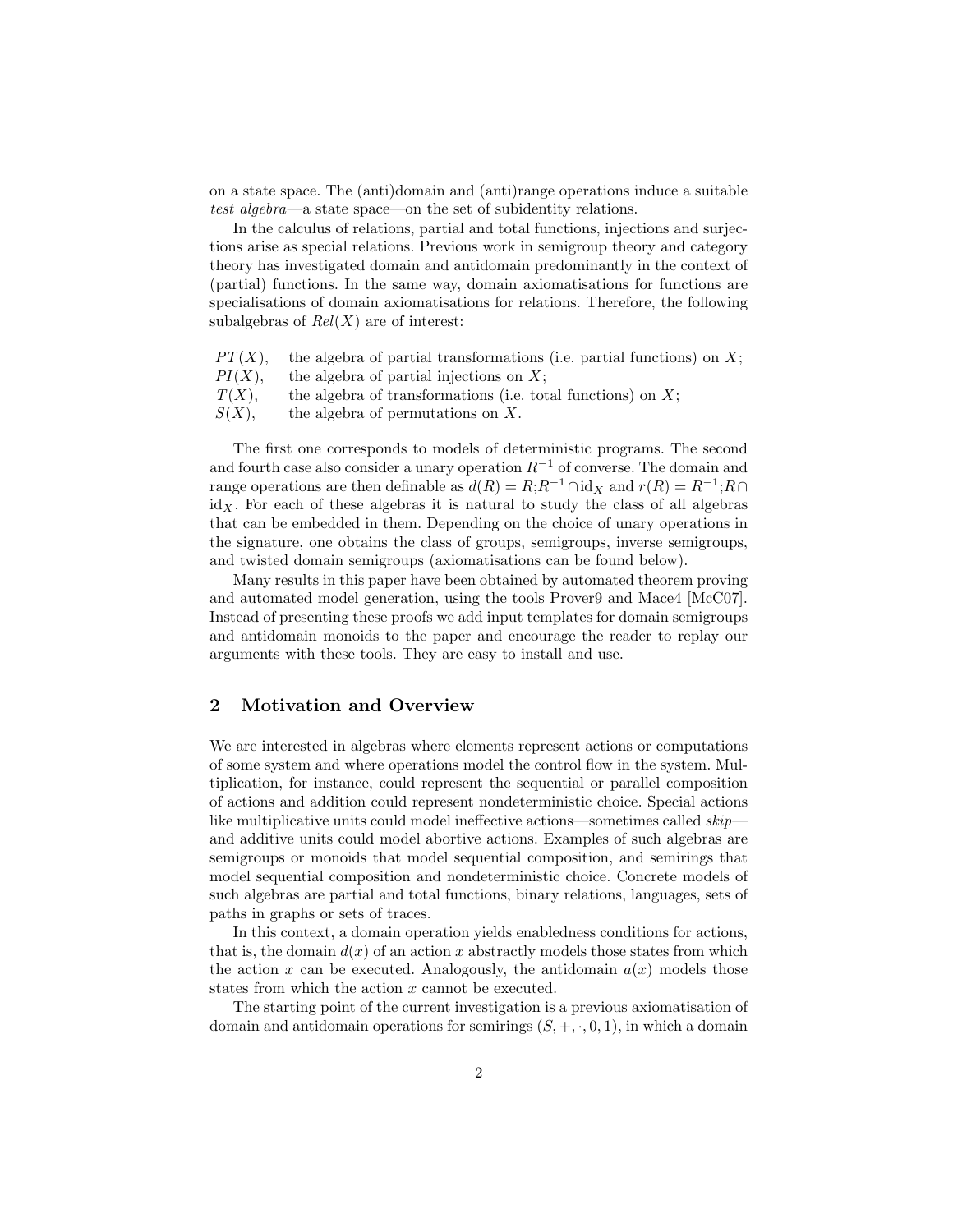on a state space. The (anti)domain and (anti)range operations induce a suitable *test algebra*—a state space—on the set of subidentity relations.

In the calculus of relations, partial and total functions, injections and surjections arise as special relations. Previous work in semigroup theory and category theory has investigated domain and antidomain predominantly in the context of (partial) functions. In the same way, domain axiomatisations for functions are specialisations of domain axiomatisations for relations. Therefore, the following subalgebras of $Rel(X)$ are of interest:

- $PT(X)$, the algebra of partial transformations (i.e. partial functions) on $X$;
- $PI(X)$, the algebra of partial injections on $X$;
- $T(X)$, the algebra of transformations (i.e. total functions) on $X$;
- $S(X)$, the algebra of permutations on $X$.

The first one corresponds to models of deterministic programs. The second and fourth case also consider a unary operation $R^{-1}$ of converse. The domain and range operations are then definable as $d(R) = R{;}R^{-1} \cap \mathrm{id}_X$ and $r(R) = R^{-1}{;}R \cap \mathrm{id}_X$. For each of these algebras it is natural to study the class of all algebras that can be embedded in them. Depending on the choice of unary operations in the signature, one obtains the class of groups, semigroups, inverse semigroups, and twisted domain semigroups (axiomatisations can be found below).

Many results in this paper have been obtained by automated theorem proving and automated model generation, using the tools Prover9 and Mace4 [McC07]. Instead of presenting these proofs we add input templates for domain semigroups and antidomain monoids to the paper and encourage the reader to replay our arguments with these tools. They are easy to install and use.

## 2 Motivation and Overview

We are interested in algebras where elements represent actions or computations of some system and where operations model the control flow in the system. Multiplication, for instance, could represent the sequential or parallel composition of actions and addition could represent nondeterministic choice. Special actions like multiplicative units could model ineffective actions—sometimes called *skip*—and additive units could model abortive actions. Examples of such algebras are semigroups or monoids that model sequential composition, and semirings that model sequential composition and nondeterministic choice. Concrete models of such algebras are partial and total functions, binary relations, languages, sets of paths in graphs or sets of traces.

In this context, a domain operation yields enabledness conditions for actions, that is, the domain $d(x)$ of an action $x$ abstractly models those states from which the action $x$ can be executed. Analogously, the antidomain $a(x)$ models those states from which the action $x$ cannot be executed.

The starting point of the current investigation is a previous axiomatisation of domain and antidomain operations for semirings $(S, +, \cdot, 0, 1)$, in which a domain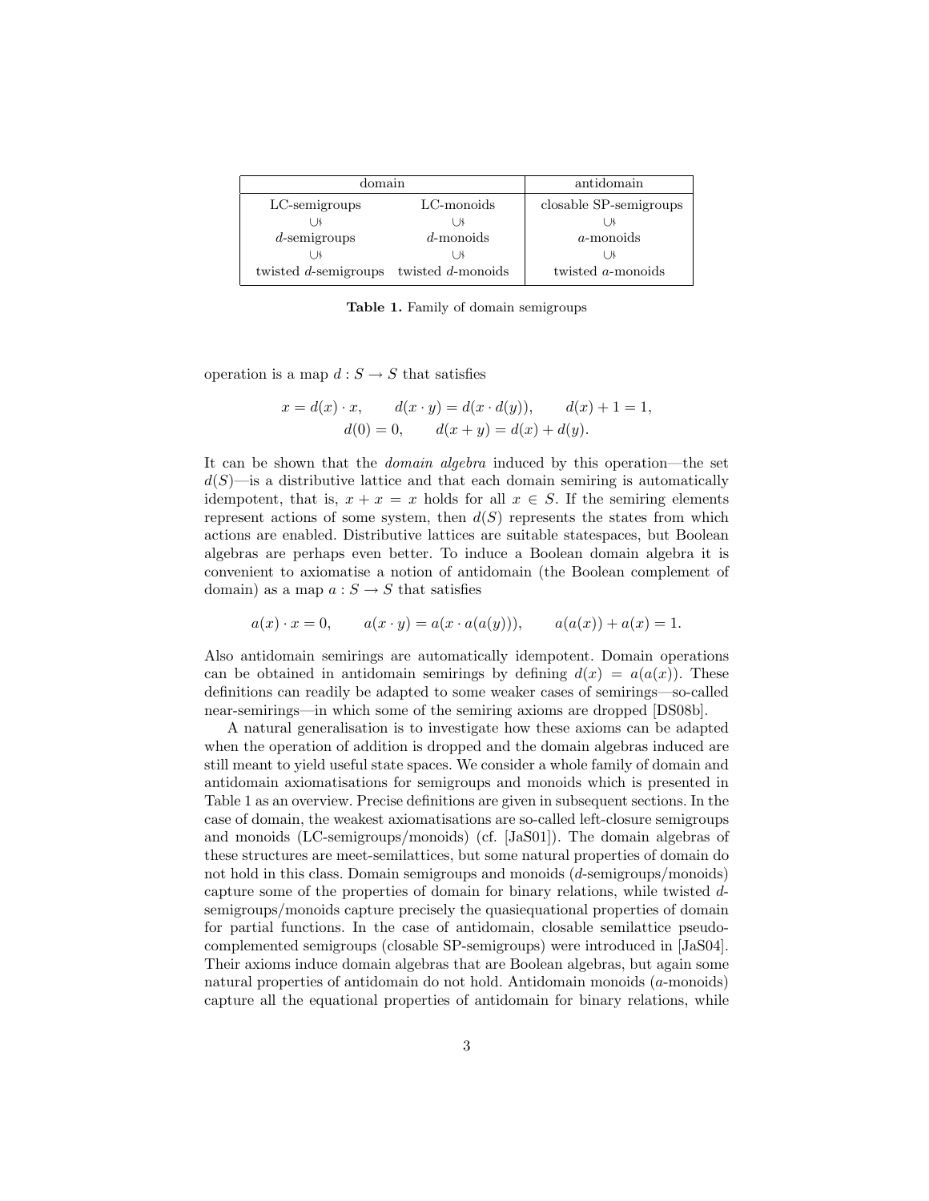| domain | | antidomain |
|---|---|---|
| LC-semigroups | LC-monoids | closable SP-semigroups |
| $\cup\!\!\!\mid$ | $\cup\!\!\!\mid$ | $\cup\!\!\!\mid$ |
| $d$-semigroups | $d$-monoids | $a$-monoids |
| $\cup\!\!\!\mid$ | $\cup\!\!\!\mid$ | $\cup\!\!\!\mid$ |
| twisted $d$-semigroups | twisted $d$-monoids | twisted $a$-monoids |

**Table 1.** Family of domain semigroups

operation is a map $d : S \to S$ that satisfies

$$x = d(x) \cdot x, \qquad d(x \cdot y) = d(x \cdot d(y)), \qquad d(x) + 1 = 1,$$
$$d(0) = 0, \qquad d(x + y) = d(x) + d(y).$$

It can be shown that the *domain algebra* induced by this operation—the set $d(S)$—is a distributive lattice and that each domain semiring is automatically idempotent, that is, $x + x = x$ holds for all $x \in S$. If the semiring elements represent actions of some system, then $d(S)$ represents the states from which actions are enabled. Distributive lattices are suitable statespaces, but Boolean algebras are perhaps even better. To induce a Boolean domain algebra it is convenient to axiomatise a notion of antidomain (the Boolean complement of domain) as a map $a : S \to S$ that satisfies

$$a(x) \cdot x = 0, \qquad a(x \cdot y) = a(x \cdot a(a(y))), \qquad a(a(x)) + a(x) = 1.$$

Also antidomain semirings are automatically idempotent. Domain operations can be obtained in antidomain semirings by defining $d(x) = a(a(x))$. These definitions can readily be adapted to some weaker cases of semirings—so-called near-semirings—in which some of the semiring axioms are dropped [DS08b].

A natural generalisation is to investigate how these axioms can be adapted when the operation of addition is dropped and the domain algebras induced are still meant to yield useful state spaces. We consider a whole family of domain and antidomain axiomatisations for semigroups and monoids which is presented in Table 1 as an overview. Precise definitions are given in subsequent sections. In the case of domain, the weakest axiomatisations are so-called left-closure semigroups and monoids (LC-semigroups/monoids) (cf. [JaS01]). The domain algebras of these structures are meet-semilattices, but some natural properties of domain do not hold in this class. Domain semigroups and monoids ($d$-semigroups/monoids) capture some of the properties of domain for binary relations, while twisted $d$-semigroups/monoids capture precisely the quasiequational properties of domain for partial functions. In the case of antidomain, closable semilattice pseudocomplemented semigroups (closable SP-semigroups) were introduced in [JaS04]. Their axioms induce domain algebras that are Boolean algebras, but again some natural properties of antidomain do not hold. Antidomain monoids ($a$-monoids) capture all the equational properties of antidomain for binary relations, while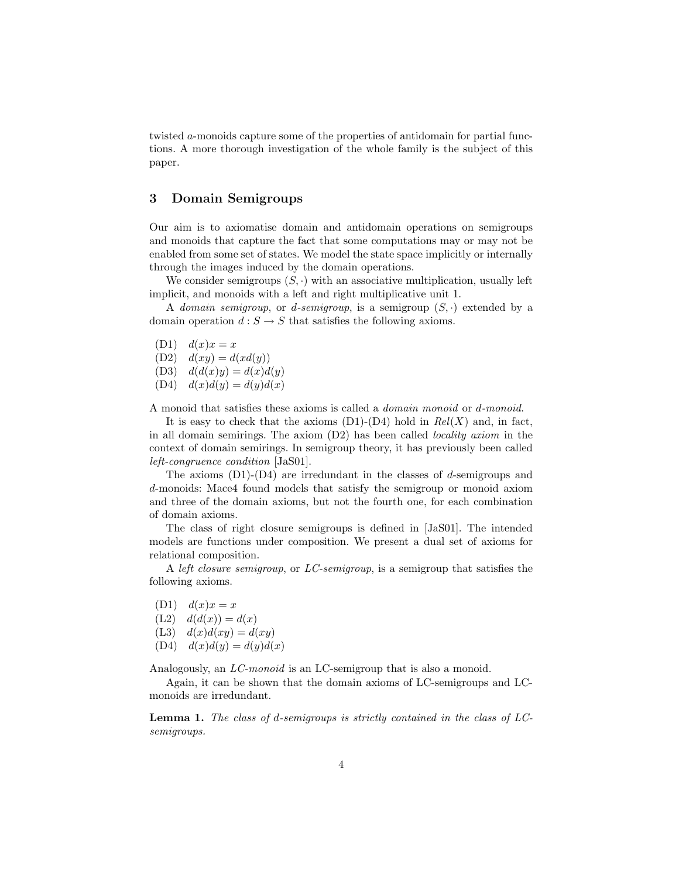twisted $a$-monoids capture some of the properties of antidomain for partial functions. A more thorough investigation of the whole family is the subject of this paper.

## 3 Domain Semigroups

Our aim is to axiomatise domain and antidomain operations on semigroups and monoids that capture the fact that some computations may or may not be enabled from some set of states. We model the state space implicitly or internally through the images induced by the domain operations.

We consider semigroups $(S, \cdot)$ with an associative multiplication, usually left implicit, and monoids with a left and right multiplicative unit 1.

A *domain semigroup*, or *d-semigroup*, is a semigroup $(S, \cdot)$ extended by a domain operation $d : S \to S$ that satisfies the following axioms.

(D1) $d(x)x = x$
(D2) $d(xy) = d(xd(y))$
(D3) $d(d(x)y) = d(x)d(y)$
(D4) $d(x)d(y) = d(y)d(x)$

A monoid that satisfies these axioms is called a *domain monoid* or *d-monoid*.

It is easy to check that the axioms (D1)-(D4) hold in $Rel(X)$ and, in fact, in all domain semirings. The axiom (D2) has been called *locality axiom* in the context of domain semirings. In semigroup theory, it has previously been called *left-congruence condition* [JaS01].

The axioms (D1)-(D4) are irredundant in the classes of $d$-semigroups and $d$-monoids: Mace4 found models that satisfy the semigroup or monoid axiom and three of the domain axioms, but not the fourth one, for each combination of domain axioms.

The class of right closure semigroups is defined in [JaS01]. The intended models are functions under composition. We present a dual set of axioms for relational composition.

A *left closure semigroup*, or *LC-semigroup*, is a semigroup that satisfies the following axioms.

(D1) $d(x)x = x$
(L2) $d(d(x)) = d(x)$
(L3) $d(x)d(xy) = d(xy)$
(D4) $d(x)d(y) = d(y)d(x)$

Analogously, an *LC-monoid* is an LC-semigroup that is also a monoid.

Again, it can be shown that the domain axioms of LC-semigroups and LC-monoids are irredundant.

**Lemma 1.** *The class of d-semigroups is strictly contained in the class of LC-semigroups.*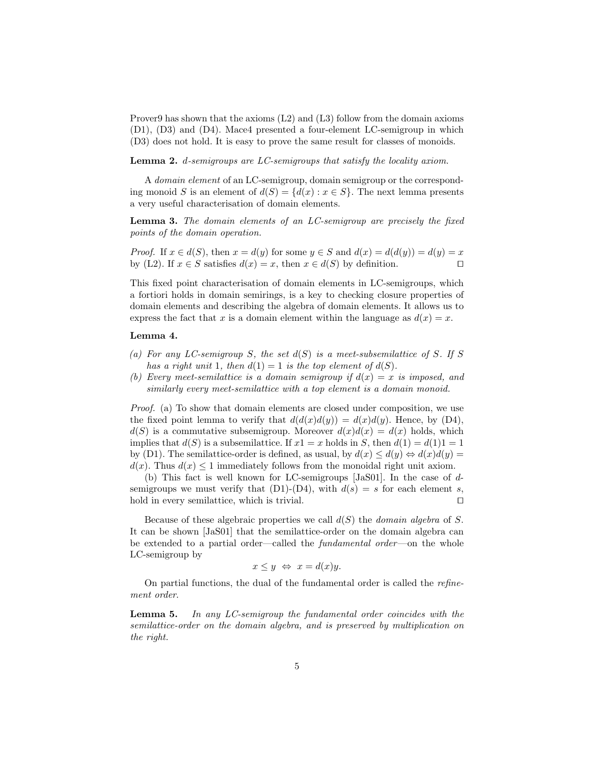Prover9 has shown that the axioms (L2) and (L3) follow from the domain axioms (D1), (D3) and (D4). Mace4 presented a four-element LC-semigroup in which (D3) does not hold. It is easy to prove the same result for classes of monoids.

**Lemma 2.** *$d$-semigroups are LC-semigroups that satisfy the locality axiom.*

A *domain element* of an LC-semigroup, domain semigroup or the corresponding monoid $S$ is an element of $d(S) = \{d(x) : x \in S\}$. The next lemma presents a very useful characterisation of domain elements.

**Lemma 3.** *The domain elements of an LC-semigroup are precisely the fixed points of the domain operation.*

*Proof.* If $x \in d(S)$, then $x = d(y)$ for some $y \in S$ and $d(x) = d(d(y)) = d(y) = x$ by (L2). If $x \in S$ satisfies $d(x) = x$, then $x \in d(S)$ by definition. ☐

This fixed point characterisation of domain elements in LC-semigroups, which a fortiori holds in domain semirings, is a key to checking closure properties of domain elements and describing the algebra of domain elements. It allows us to express the fact that $x$ is a domain element within the language as $d(x) = x$.

**Lemma 4.**

*(a) For any LC-semigroup $S$, the set $d(S)$ is a meet-subsemilattice of $S$. If $S$ has a right unit $1$, then $d(1) = 1$ is the top element of $d(S)$.*
*(b) Every meet-semilattice is a domain semigroup if $d(x) = x$ is imposed, and similarly every meet-semilattice with a top element is a domain monoid.*

*Proof.* (a) To show that domain elements are closed under composition, we use the fixed point lemma to verify that $d(d(x)d(y)) = d(x)d(y)$. Hence, by (D4), $d(S)$ is a commutative subsemigroup. Moreover $d(x)d(x) = d(x)$ holds, which implies that $d(S)$ is a subsemilattice. If $x1 = x$ holds in $S$, then $d(1) = d(1)1 = 1$ by (D1). The semilattice-order is defined, as usual, by $d(x) \leq d(y) \Leftrightarrow d(x)d(y) = d(x)$. Thus $d(x) \leq 1$ immediately follows from the monoidal right unit axiom.

(b) This fact is well known for LC-semigroups [JaS01]. In the case of $d$-semigroups we must verify that (D1)-(D4), with $d(s) = s$ for each element $s$, hold in every semilattice, which is trivial. ☐

Because of these algebraic properties we call $d(S)$ the *domain algebra* of $S$. It can be shown [JaS01] that the semilattice-order on the domain algebra can be extended to a partial order—called the *fundamental order*—on the whole LC-semigroup by

$$x \leq y \;\Leftrightarrow\; x = d(x)y.$$

On partial functions, the dual of the fundamental order is called the *refinement order*.

**Lemma 5.** *In any LC-semigroup the fundamental order coincides with the semilattice-order on the domain algebra, and is preserved by multiplication on the right.*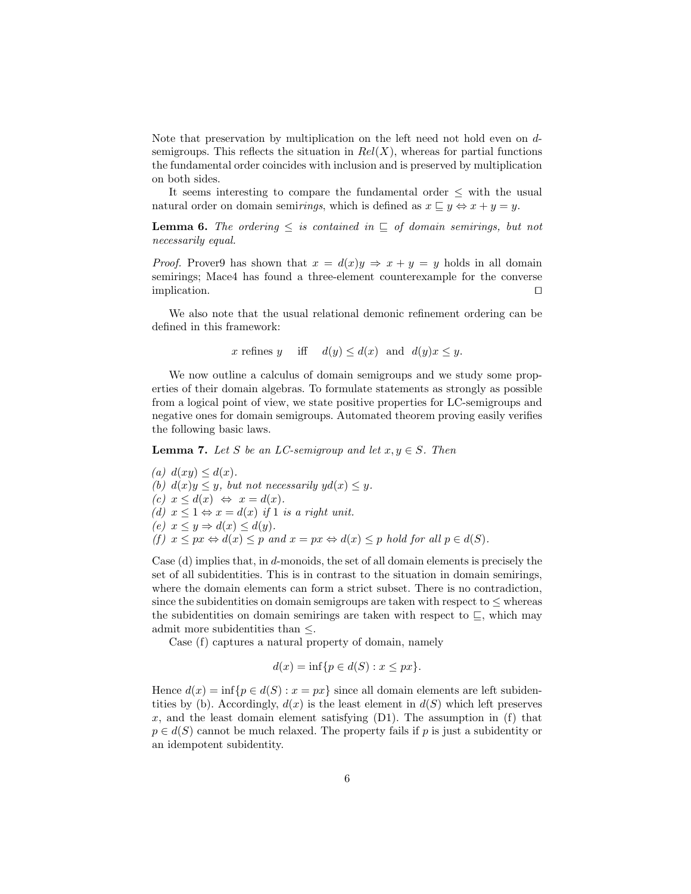Note that preservation by multiplication on the left need not hold even on $d$-semigroups. This reflects the situation in $Rel(X)$, whereas for partial functions the fundamental order coincides with inclusion and is preserved by multiplication on both sides.

It seems interesting to compare the fundamental order $\leq$ with the usual natural order on domain semi*rings*, which is defined as $x \sqsubseteq y \Leftrightarrow x + y = y$.

**Lemma 6.** *The ordering $\leq$ is contained in $\sqsubseteq$ of domain semirings, but not necessarily equal.*

*Proof.* Prover9 has shown that $x = d(x)y \Rightarrow x + y = y$ holds in all domain semirings; Mace4 has found a three-element counterexample for the converse implication. ◻

We also note that the usual relational demonic refinement ordering can be defined in this framework:

$$x \text{ refines } y \quad \text{iff} \quad d(y) \leq d(x) \text{ and } d(y)x \leq y.$$

We now outline a calculus of domain semigroups and we study some properties of their domain algebras. To formulate statements as strongly as possible from a logical point of view, we state positive properties for LC-semigroups and negative ones for domain semigroups. Automated theorem proving easily verifies the following basic laws.

**Lemma 7.** *Let $S$ be an LC-semigroup and let $x, y \in S$. Then*

*(a) $d(xy) \leq d(x)$.*
*(b) $d(x)y \leq y$, but not necessarily $yd(x) \leq y$.*
*(c) $x \leq d(x) \Leftrightarrow x = d(x)$.*
*(d) $x \leq 1 \Leftrightarrow x = d(x)$ if $1$ is a right unit.*
*(e) $x \leq y \Rightarrow d(x) \leq d(y)$.*
*(f) $x \leq px \Leftrightarrow d(x) \leq p$ and $x = px \Leftrightarrow d(x) \leq p$ hold for all $p \in d(S)$.*

Case (d) implies that, in $d$-monoids, the set of all domain elements is precisely the set of all subidentities. This is in contrast to the situation in domain semirings, where the domain elements can form a strict subset. There is no contradiction, since the subidentities on domain semigroups are taken with respect to $\leq$ whereas the subidentities on domain semirings are taken with respect to $\sqsubseteq$, which may admit more subidentities than $\leq$.

Case (f) captures a natural property of domain, namely

$$d(x) = \inf\{p \in d(S) : x \leq px\}.$$

Hence $d(x) = \inf\{p \in d(S) : x = px\}$ since all domain elements are left subidentities by (b). Accordingly, $d(x)$ is the least element in $d(S)$ which left preserves $x$, and the least domain element satisfying (D1). The assumption in (f) that $p \in d(S)$ cannot be much relaxed. The property fails if $p$ is just a subidentity or an idempotent subidentity.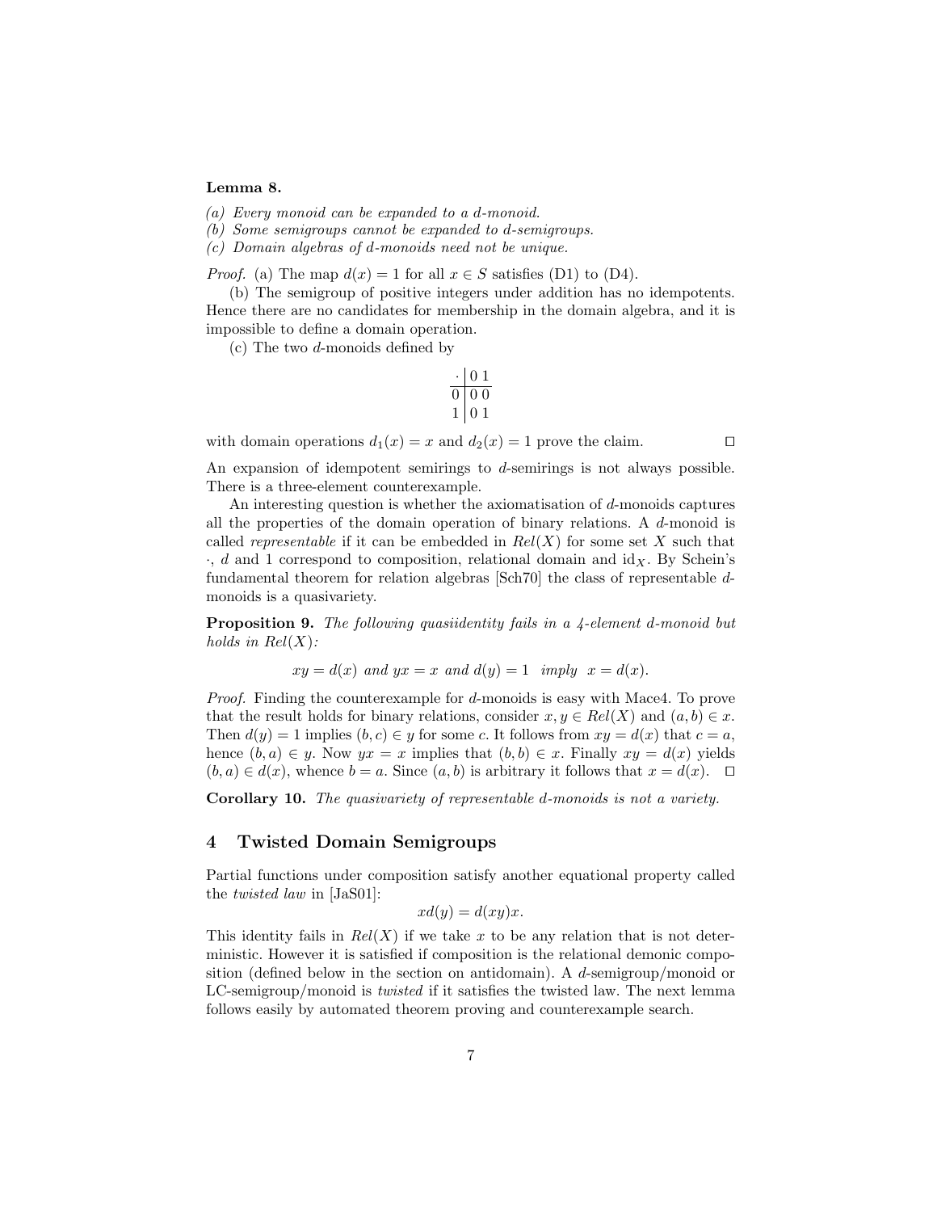**Lemma 8.**

*(a) Every monoid can be expanded to a d-monoid.*
*(b) Some semigroups cannot be expanded to d-semigroups.*
*(c) Domain algebras of d-monoids need not be unique.*

*Proof.* (a) The map $d(x) = 1$ for all $x \in S$ satisfies (D1) to (D4).

(b) The semigroup of positive integers under addition has no idempotents. Hence there are no candidates for membership in the domain algebra, and it is impossible to define a domain operation.

(c) The two $d$-monoids defined by

| $\cdot$ | 0 | 1 |
|---|---|---|
| 0 | 0 | 0 |
| 1 | 0 | 1 |

with domain operations $d_1(x) = x$ and $d_2(x) = 1$ prove the claim. $\square$

An expansion of idempotent semirings to $d$-semirings is not always possible. There is a three-element counterexample.

An interesting question is whether the axiomatisation of $d$-monoids captures all the properties of the domain operation of binary relations. A $d$-monoid is called *representable* if it can be embedded in $Rel(X)$ for some set $X$ such that $\cdot$, $d$ and 1 correspond to composition, relational domain and $\mathrm{id}_X$. By Schein's fundamental theorem for relation algebras [Sch70] the class of representable $d$-monoids is a quasivariety.

**Proposition 9.** *The following quasiidentity fails in a 4-element d-monoid but holds in $Rel(X)$:*

$$xy = d(x) \text{ and } yx = x \text{ and } d(y) = 1 \text{ imply } x = d(x).$$

*Proof.* Finding the counterexample for $d$-monoids is easy with Mace4. To prove that the result holds for binary relations, consider $x, y \in Rel(X)$ and $(a, b) \in x$. Then $d(y) = 1$ implies $(b, c) \in y$ for some $c$. It follows from $xy = d(x)$ that $c = a$, hence $(b, a) \in y$. Now $yx = x$ implies that $(b, b) \in x$. Finally $xy = d(x)$ yields $(b, a) \in d(x)$, whence $b = a$. Since $(a, b)$ is arbitrary it follows that $x = d(x)$. $\square$

**Corollary 10.** *The quasivariety of representable d-monoids is not a variety.*

## 4 Twisted Domain Semigroups

Partial functions under composition satisfy another equational property called the *twisted law* in [JaS01]:

$$xd(y) = d(xy)x.$$

This identity fails in $Rel(X)$ if we take $x$ to be any relation that is not deterministic. However it is satisfied if composition is the relational demonic composition (defined below in the section on antidomain). A $d$-semigroup/monoid or LC-semigroup/monoid is *twisted* if it satisfies the twisted law. The next lemma follows easily by automated theorem proving and counterexample search.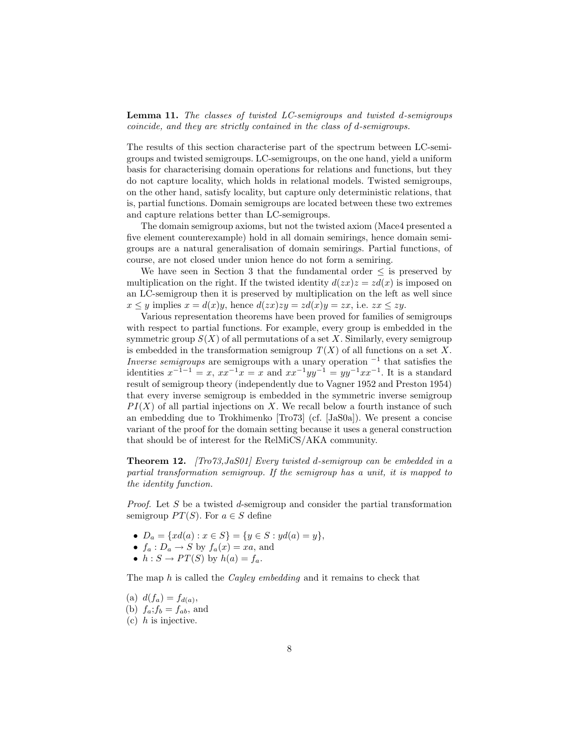**Lemma 11.** *The classes of twisted LC-semigroups and twisted d-semigroups coincide, and they are strictly contained in the class of d-semigroups.*

The results of this section characterise part of the spectrum between LC-semigroups and twisted semigroups. LC-semigroups, on the one hand, yield a uniform basis for characterising domain operations for relations and functions, but they do not capture locality, which holds in relational models. Twisted semigroups, on the other hand, satisfy locality, but capture only deterministic relations, that is, partial functions. Domain semigroups are located between these two extremes and capture relations better than LC-semigroups.

The domain semigroup axioms, but not the twisted axiom (Mace4 presented a five element counterexample) hold in all domain semirings, hence domain semigroups are a natural generalisation of domain semirings. Partial functions, of course, are not closed under union hence do not form a semiring.

We have seen in Section 3 that the fundamental order $\leq$ is preserved by multiplication on the right. If the twisted identity $d(zx)z = zd(x)$ is imposed on an LC-semigroup then it is preserved by multiplication on the left as well since $x \leq y$ implies $x = d(x)y$, hence $d(zx)zy = zd(x)y = zx$, i.e. $zx \leq zy$.

Various representation theorems have been proved for families of semigroups with respect to partial functions. For example, every group is embedded in the symmetric group $S(X)$ of all permutations of a set $X$. Similarly, every semigroup is embedded in the transformation semigroup $T(X)$ of all functions on a set $X$. *Inverse semigroups* are semigroups with a unary operation $^{-1}$ that satisfies the identities $x^{-1-1} = x$, $xx^{-1}x = x$ and $xx^{-1}yy^{-1} = yy^{-1}xx^{-1}$. It is a standard result of semigroup theory (independently due to Vagner 1952 and Preston 1954) that every inverse semigroup is embedded in the symmetric inverse semigroup $PI(X)$ of all partial injections on $X$. We recall below a fourth instance of such an embedding due to Trokhimenko [Tro73] (cf. [JaS0a]). We present a concise variant of the proof for the domain setting because it uses a general construction that should be of interest for the RelMiCS/AKA community.

**Theorem 12.** *[Tro73,JaS01] Every twisted d-semigroup can be embedded in a partial transformation semigroup. If the semigroup has a unit, it is mapped to the identity function.*

*Proof.* Let $S$ be a twisted $d$-semigroup and consider the partial transformation semigroup $PT(S)$. For $a \in S$ define

- $D_a = \{xd(a) : x \in S\} = \{y \in S : yd(a) = y\}$,
- $f_a : D_a \to S$ by $f_a(x) = xa$, and
- $h : S \to PT(S)$ by $h(a) = f_a$.

The map $h$ is called the *Cayley embedding* and it remains to check that

(a) $d(f_a) = f_{d(a)}$,
(b) $f_a;f_b = f_{ab}$, and
(c) $h$ is injective.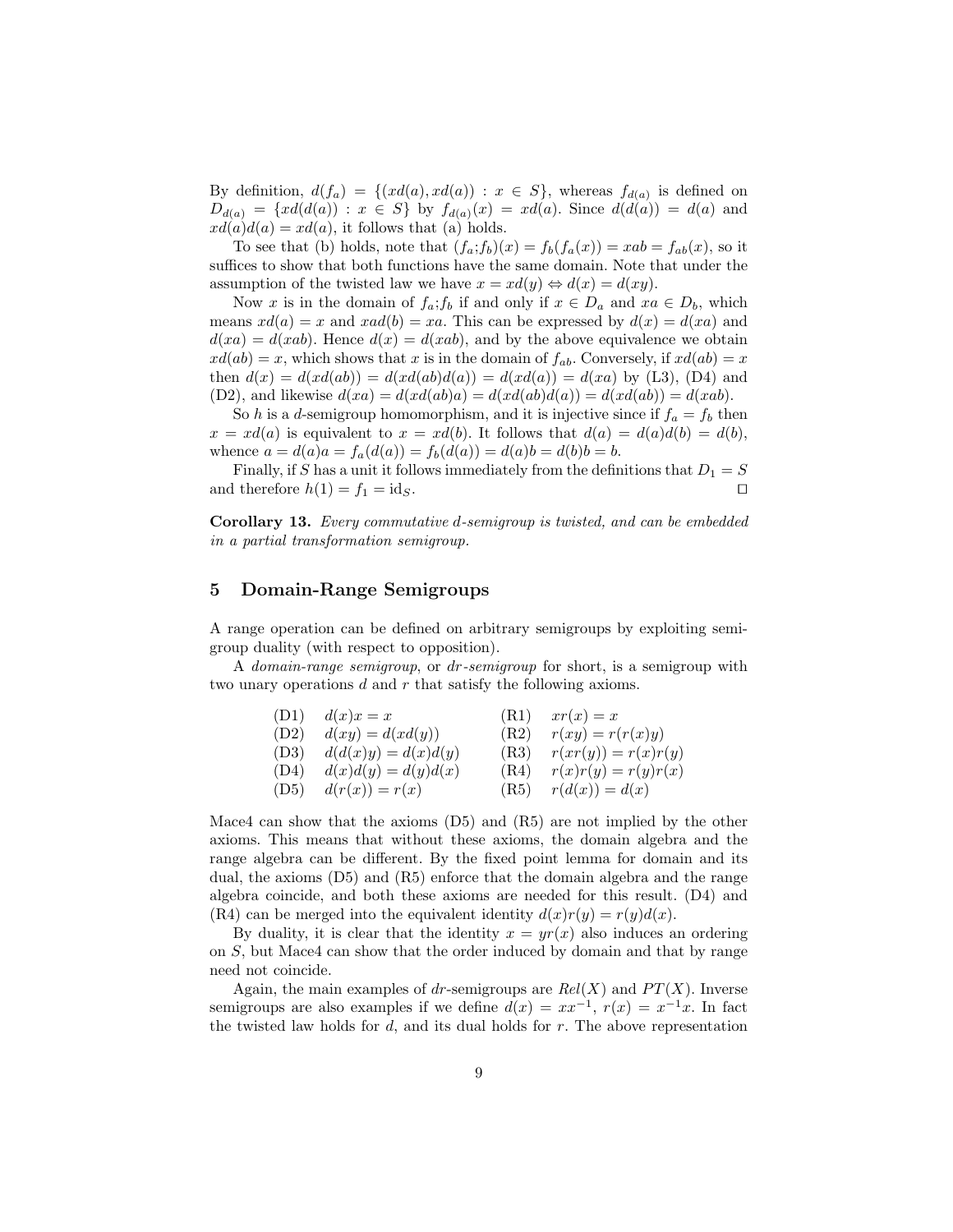By definition, $d(f_a) = \{(xd(a), xd(a)) : x \in S\}$, whereas $f_{d(a)}$ is defined on $D_{d(a)} = \{xd(d(a)) : x \in S\}$ by $f_{d(a)}(x) = xd(a)$. Since $d(d(a)) = d(a)$ and $xd(a)d(a) = xd(a)$, it follows that (a) holds.

To see that (b) holds, note that $(f_a;f_b)(x) = f_b(f_a(x)) = xab = f_{ab}(x)$, so it suffices to show that both functions have the same domain. Note that under the assumption of the twisted law we have $x = xd(y) \Leftrightarrow d(x) = d(xy)$.

Now $x$ is in the domain of $f_a;f_b$ if and only if $x \in D_a$ and $xa \in D_b$, which means $xd(a) = x$ and $xad(b) = xa$. This can be expressed by $d(x) = d(xa)$ and $d(xa) = d(xab)$. Hence $d(x) = d(xab)$, and by the above equivalence we obtain $xd(ab) = x$, which shows that $x$ is in the domain of $f_{ab}$. Conversely, if $xd(ab) = x$ then $d(x) = d(xd(ab)) = d(xd(ab)d(a)) = d(xd(a)) = d(xa)$ by (L3), (D4) and (D2), and likewise $d(xa) = d(xd(ab)a) = d(xd(ab)d(a)) = d(xd(ab)) = d(xab)$.

So $h$ is a $d$-semigroup homomorphism, and it is injective since if $f_a = f_b$ then $x = xd(a)$ is equivalent to $x = xd(b)$. It follows that $d(a) = d(a)d(b) = d(b)$, whence $a = d(a)a = f_a(d(a)) = f_b(d(a)) = d(a)b = d(b)b = b$.

Finally, if $S$ has a unit it follows immediately from the definitions that $D_1 = S$ and therefore $h(1) = f_1 = \mathrm{id}_S$. ◻

**Corollary 13.** *Every commutative $d$-semigroup is twisted, and can be embedded in a partial transformation semigroup.*

## 5 Domain-Range Semigroups

A range operation can be defined on arbitrary semigroups by exploiting semigroup duality (with respect to opposition).

A *domain-range semigroup*, or *dr-semigroup* for short, is a semigroup with two unary operations $d$ and $r$ that satisfy the following axioms.

| | | | |
|---|---|---|---|
| (D1) | $d(x)x = x$ | (R1) | $xr(x) = x$ |
| (D2) | $d(xy) = d(xd(y))$ | (R2) | $r(xy) = r(r(x)y)$ |
| (D3) | $d(d(x)y) = d(x)d(y)$ | (R3) | $r(xr(y)) = r(x)r(y)$ |
| (D4) | $d(x)d(y) = d(y)d(x)$ | (R4) | $r(x)r(y) = r(y)r(x)$ |
| (D5) | $d(r(x)) = r(x)$ | (R5) | $r(d(x)) = d(x)$ |

Mace4 can show that the axioms (D5) and (R5) are not implied by the other axioms. This means that without these axioms, the domain algebra and the range algebra can be different. By the fixed point lemma for domain and its dual, the axioms (D5) and (R5) enforce that the domain algebra and the range algebra coincide, and both these axioms are needed for this result. (D4) and (R4) can be merged into the equivalent identity $d(x)r(y) = r(y)d(x)$.

By duality, it is clear that the identity $x = yr(x)$ also induces an ordering on $S$, but Mace4 can show that the order induced by domain and that by range need not coincide.

Again, the main examples of $dr$-semigroups are $Rel(X)$ and $PT(X)$. Inverse semigroups are also examples if we define $d(x) = xx^{-1}$, $r(x) = x^{-1}x$. In fact the twisted law holds for $d$, and its dual holds for $r$. The above representation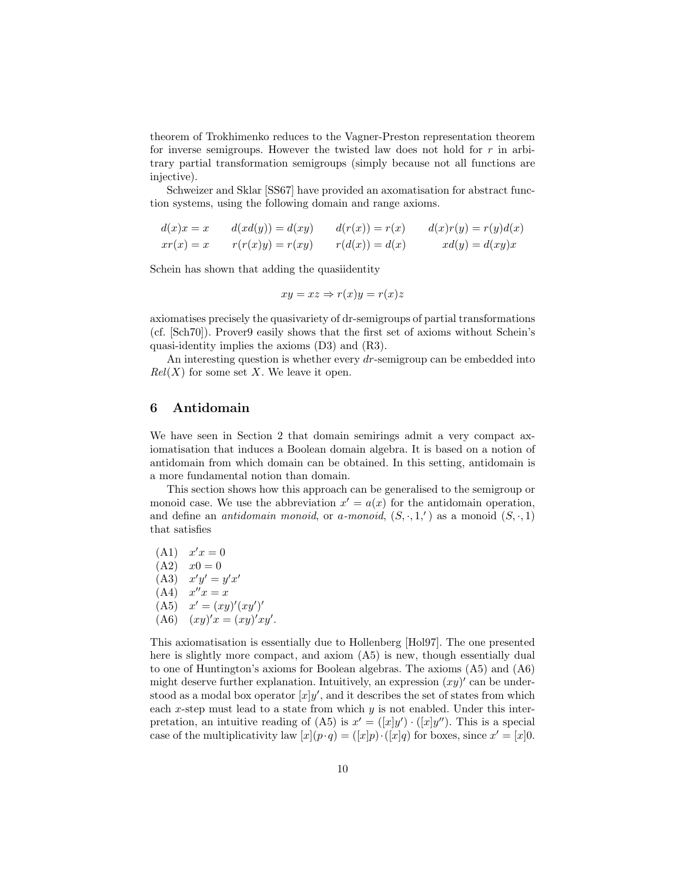theorem of Trokhimenko reduces to the Vagner-Preston representation theorem for inverse semigroups. However the twisted law does not hold for $r$ in arbitrary partial transformation semigroups (simply because not all functions are injective).

Schweizer and Sklar [SS67] have provided an axomatisation for abstract function systems, using the following domain and range axioms.

$$
\begin{array}{cccc}
d(x)x = x & d(xd(y)) = d(xy) & d(r(x)) = r(x) & d(x)r(y) = r(y)d(x) \\
xr(x) = x & r(r(x)y) = r(xy) & r(d(x)) = d(x) & xd(y) = d(xy)x
\end{array}
$$

Schein has shown that adding the quasiidentity

$$xy = xz \Rightarrow r(x)y = r(x)z$$

axiomatises precisely the quasivariety of dr-semigroups of partial transformations (cf. [Sch70]). Prover9 easily shows that the first set of axioms without Schein's quasi-identity implies the axioms (D3) and (R3).

An interesting question is whether every $dr$-semigroup can be embedded into $Rel(X)$ for some set $X$. We leave it open.

## 6 Antidomain

We have seen in Section 2 that domain semirings admit a very compact axiomatisation that induces a Boolean domain algebra. It is based on a notion of antidomain from which domain can be obtained. In this setting, antidomain is a more fundamental notion than domain.

This section shows how this approach can be generalised to the semigroup or monoid case. We use the abbreviation $x' = a(x)$ for the antidomain operation, and define an *antidomain monoid*, or *a-monoid*, $(S, \cdot, 1, ')$ as a monoid $(S, \cdot, 1)$ that satisfies

- (A1) $x'x = 0$
- (A2) $x0 = 0$
- (A3) $x'y' = y'x'$
- (A4) $x''x = x$
- (A5) $x' = (xy)'(xy')'$
- (A6) $(xy)'x = (xy)'xy'$.

This axiomatisation is essentially due to Hollenberg [Hol97]. The one presented here is slightly more compact, and axiom (A5) is new, though essentially dual to one of Huntington's axioms for Boolean algebras. The axioms (A5) and (A6) might deserve further explanation. Intuitively, an expression $(xy)'$ can be understood as a modal box operator $[x]y'$, and it describes the set of states from which each $x$-step must lead to a state from which $y$ is not enabled. Under this interpretation, an intuitive reading of (A5) is $x' = ([x]y') \cdot ([x]y'')$. This is a special case of the multiplicativity law $[x](p \cdot q) = ([x]p) \cdot ([x]q)$ for boxes, since $x' = [x]0$.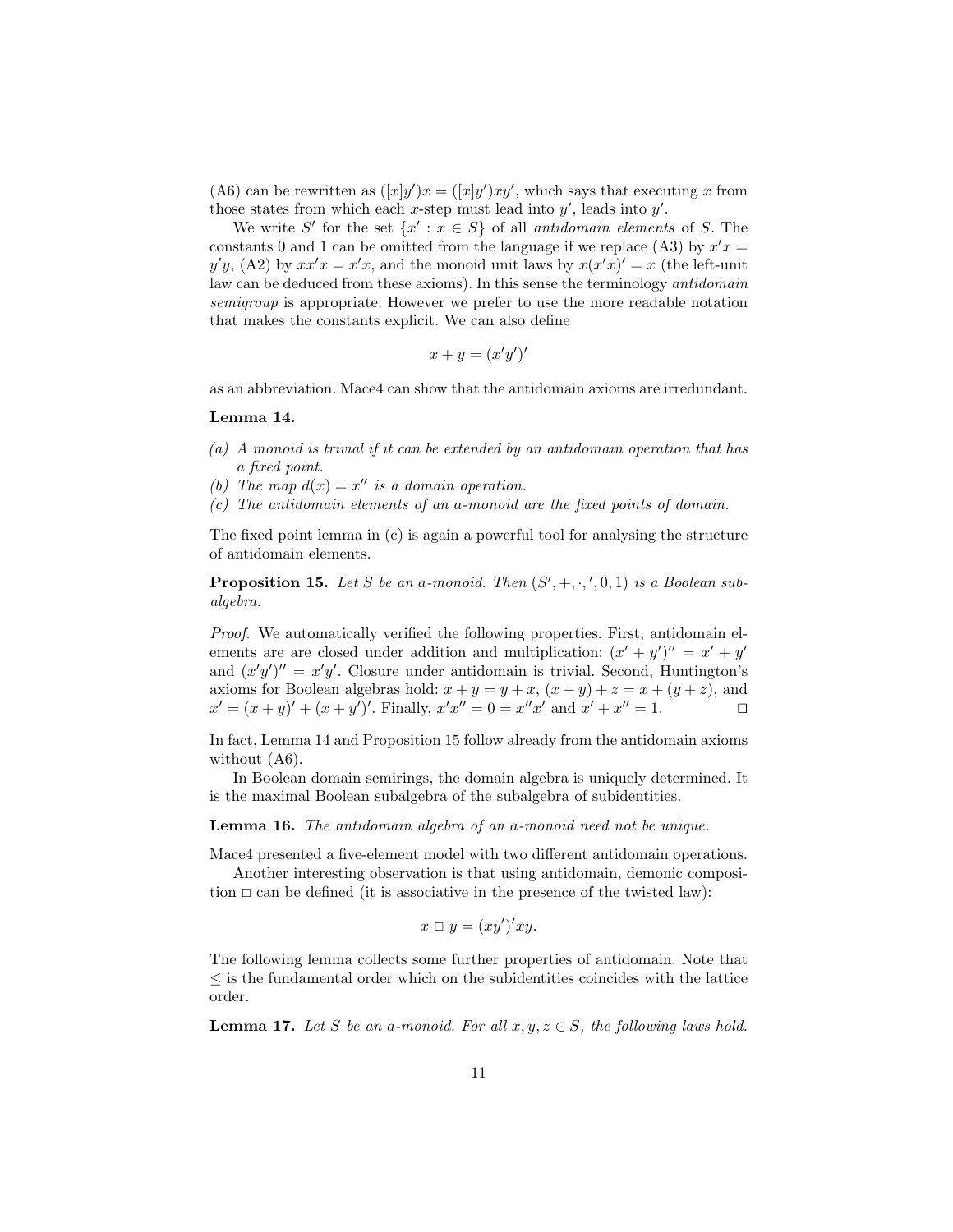(A6) can be rewritten as $([x]y')x = ([x]y')xy'$, which says that executing $x$ from those states from which each $x$-step must lead into $y'$, leads into $y'$.

We write $S'$ for the set $\{x' : x \in S\}$ of all *antidomain elements* of $S$. The constants 0 and 1 can be omitted from the language if we replace (A3) by $x'x = y'y$, (A2) by $xx'x = x'x$, and the monoid unit laws by $x(x'x)' = x$ (the left-unit law can be deduced from these axioms). In this sense the terminology *antidomain semigroup* is appropriate. However we prefer to use the more readable notation that makes the constants explicit. We can also define

$$x + y = (x'y')'$$

as an abbreviation. Mace4 can show that the antidomain axioms are irredundant.

**Lemma 14.**

*(a) A monoid is trivial if it can be extended by an antidomain operation that has a fixed point.*
*(b) The map $d(x) = x''$ is a domain operation.*
*(c) The antidomain elements of an a-monoid are the fixed points of domain.*

The fixed point lemma in (c) is again a powerful tool for analysing the structure of antidomain elements.

**Proposition 15.** *Let $S$ be an a-monoid. Then $(S', +, \cdot, ', 0, 1)$ is a Boolean subalgebra.*

*Proof.* We automatically verified the following properties. First, antidomain elements are are closed under addition and multiplication: $(x' + y')'' = x' + y'$ and $(x'y')'' = x'y'$. Closure under antidomain is trivial. Second, Huntington's axioms for Boolean algebras hold: $x + y = y + x$, $(x + y) + z = x + (y + z)$, and $x' = (x + y)' + (x + y')'$. Finally, $x'x'' = 0 = x''x'$ and $x' + x'' = 1$. ◻

In fact, Lemma 14 and Proposition 15 follow already from the antidomain axioms without (A6).

In Boolean domain semirings, the domain algebra is uniquely determined. It is the maximal Boolean subalgebra of the subalgebra of subidentities.

**Lemma 16.** *The antidomain algebra of an a-monoid need not be unique.*

Mace4 presented a five-element model with two different antidomain operations.

Another interesting observation is that using antidomain, demonic composition $\Box$ can be defined (it is associative in the presence of the twisted law):

$$x \Box y = (xy')'xy.$$

The following lemma collects some further properties of antidomain. Note that $\leq$ is the fundamental order which on the subidentities coincides with the lattice order.

**Lemma 17.** *Let $S$ be an a-monoid. For all $x, y, z \in S$, the following laws hold.*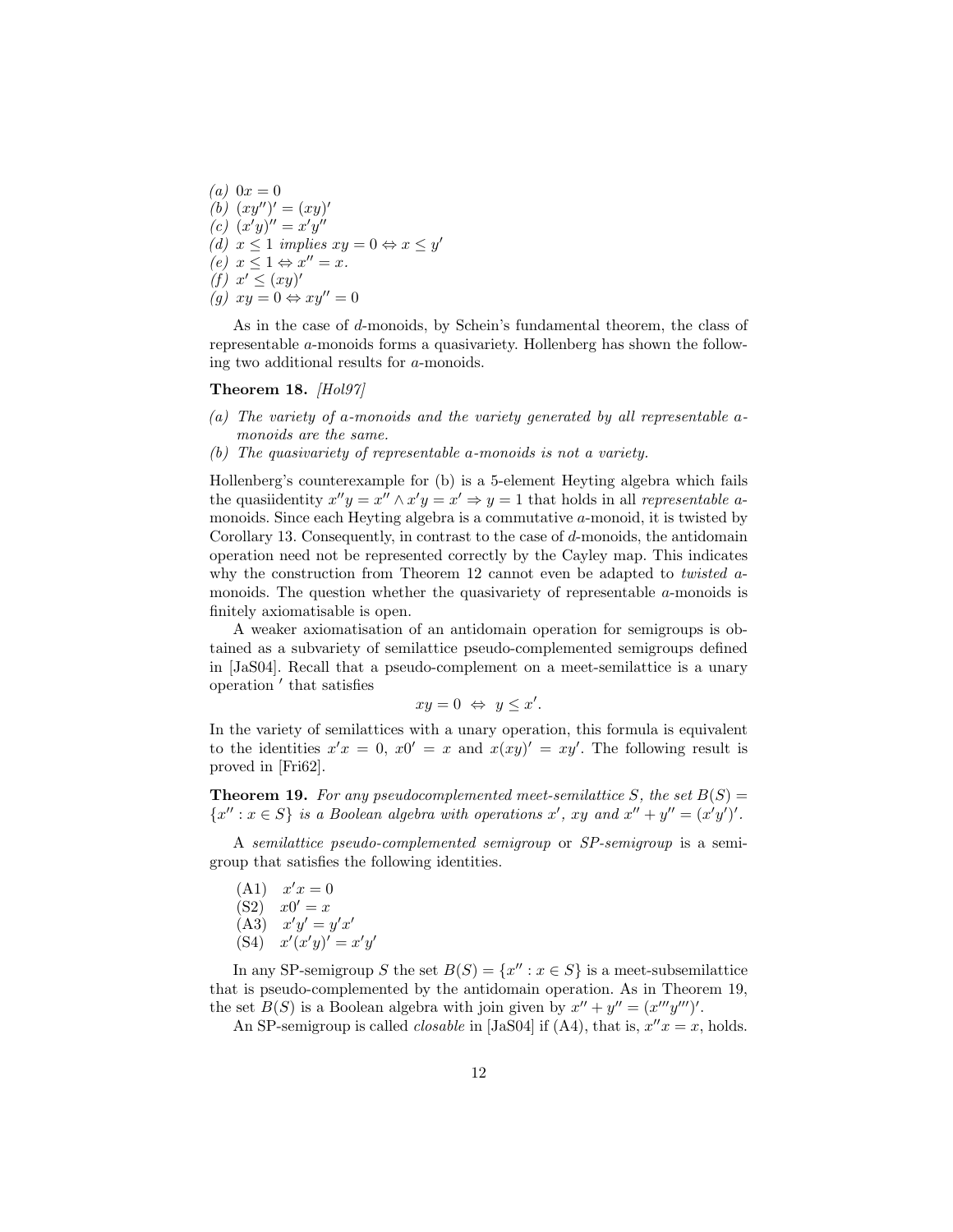*(a)* $0x = 0$
*(b)* $(xy'')' = (xy)'$
*(c)* $(x'y)'' = x'y''$
*(d)* $x \leq 1$ *implies* $xy = 0 \Leftrightarrow x \leq y'$
*(e)* $x \leq 1 \Leftrightarrow x'' = x$.
*(f)* $x' \leq (xy)'$
*(g)* $xy = 0 \Leftrightarrow xy'' = 0$

As in the case of $d$-monoids, by Schein's fundamental theorem, the class of representable $a$-monoids forms a quasivariety. Hollenberg has shown the following two additional results for $a$-monoids.

**Theorem 18.** *[Hol97]*

*(a) The variety of a-monoids and the variety generated by all representable a-monoids are the same.*
*(b) The quasivariety of representable a-monoids is not a variety.*

Hollenberg's counterexample for (b) is a 5-element Heyting algebra which fails the quasiidentity $x''y = x'' \wedge x'y = x' \Rightarrow y = 1$ that holds in all *representable* $a$-monoids. Since each Heyting algebra is a commutative $a$-monoid, it is twisted by Corollary 13. Consequently, in contrast to the case of $d$-monoids, the antidomain operation need not be represented correctly by the Cayley map. This indicates why the construction from Theorem 12 cannot even be adapted to *twisted* $a$-monoids. The question whether the quasivariety of representable $a$-monoids is finitely axiomatisable is open.

A weaker axiomatisation of an antidomain operation for semigroups is obtained as a subvariety of semilattice pseudo-complemented semigroups defined in [JaS04]. Recall that a pseudo-complement on a meet-semilattice is a unary operation $'$ that satisfies

$$xy = 0 \;\Leftrightarrow\; y \leq x'.$$

In the variety of semilattices with a unary operation, this formula is equivalent to the identities $x'x = 0$, $x0' = x$ and $x(xy)' = xy'$. The following result is proved in [Fri62].

**Theorem 19.** *For any pseudocomplemented meet-semilattice $S$, the set $B(S) = \{x'' : x \in S\}$ is a Boolean algebra with operations $x'$, $xy$ and $x'' + y'' = (x'y')'$.*

A *semilattice pseudo-complemented semigroup* or *SP-semigroup* is a semigroup that satisfies the following identities.

(A1) $\quad x'x = 0$
(S2) $\quad x0' = x$
(A3) $\quad x'y' = y'x'$
(S4) $\quad x'(x'y)' = x'y'$

In any SP-semigroup $S$ the set $B(S) = \{x'' : x \in S\}$ is a meet-subsemilattice that is pseudo-complemented by the antidomain operation. As in Theorem 19, the set $B(S)$ is a Boolean algebra with join given by $x'' + y'' = (x'''y''')'$.

An SP-semigroup is called *closable* in [JaS04] if (A4), that is, $x''x = x$, holds.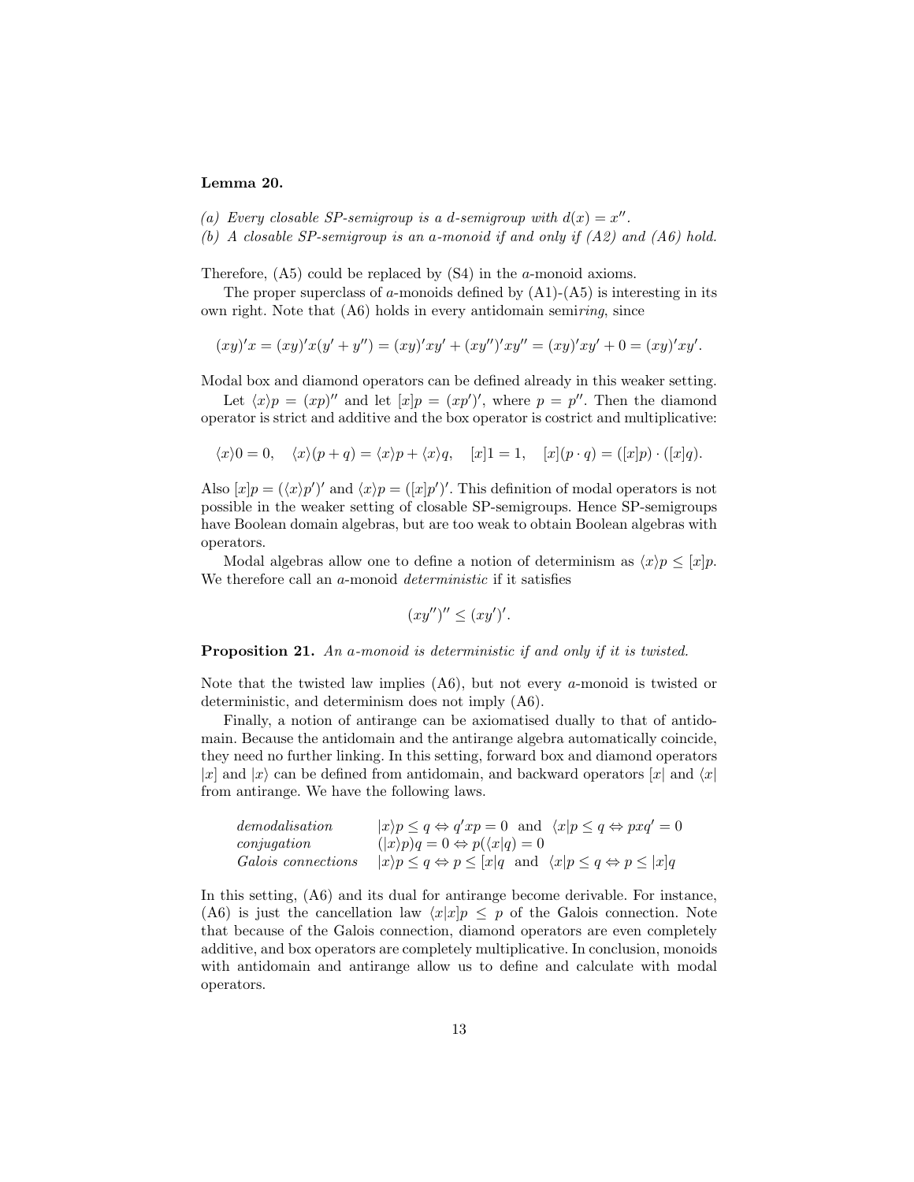**Lemma 20.**

*(a) Every closable SP-semigroup is a d-semigroup with $d(x) = x''$.*
*(b) A closable SP-semigroup is an a-monoid if and only if (A2) and (A6) hold.*

Therefore, (A5) could be replaced by (S4) in the $a$-monoid axioms.

The proper superclass of $a$-monoids defined by (A1)-(A5) is interesting in its own right. Note that (A6) holds in every antidomain semi*ring*, since

$$(xy)'x = (xy)'x(y' + y'') = (xy)'xy' + (xy'')'xy'' = (xy)'xy' + 0 = (xy)'xy'.$$

Modal box and diamond operators can be defined already in this weaker setting.

Let $\langle x\rangle p = (xp)''$ and let $[x]p = (xp')'$, where $p = p''$. Then the diamond operator is strict and additive and the box operator is costrict and multiplicative:

$$\langle x\rangle 0 = 0, \quad \langle x\rangle(p + q) = \langle x\rangle p + \langle x\rangle q, \quad [x]1 = 1, \quad [x](p \cdot q) = ([x]p) \cdot ([x]q).$$

Also $[x]p = (\langle x\rangle p')'$ and $\langle x\rangle p = ([x]p')'$. This definition of modal operators is not possible in the weaker setting of closable SP-semigroups. Hence SP-semigroups have Boolean domain algebras, but are too weak to obtain Boolean algebras with operators.

Modal algebras allow one to define a notion of determinism as $\langle x\rangle p \leq [x]p$. We therefore call an $a$-monoid *deterministic* if it satisfies

$$(xy'')'' \leq (xy')'.$$

**Proposition 21.** *An a-monoid is deterministic if and only if it is twisted.*

Note that the twisted law implies (A6), but not every $a$-monoid is twisted or deterministic, and determinism does not imply (A6).

Finally, a notion of antirange can be axiomatised dually to that of antidomain. Because the antidomain and the antirange algebra automatically coincide, they need no further linking. In this setting, forward box and diamond operators $|x]$ and $|x\rangle$ can be defined from antidomain, and backward operators $[x|$ and $\langle x|$ from antirange. We have the following laws.

| | |
|---|---|
| *demodalisation* | $\lvert x\rangle p \leq q \Leftrightarrow q'xp = 0$ and $\langle x\rvert p \leq q \Leftrightarrow pxq' = 0$ |
| *conjugation* | $(\lvert x\rangle p)q = 0 \Leftrightarrow p(\langle x\rvert q) = 0$ |
| *Galois connections* | $\lvert x\rangle p \leq q \Leftrightarrow p \leq [x\rvert q$ and $\langle x\rvert p \leq q \Leftrightarrow p \leq \lvert x]q$ |

In this setting, (A6) and its dual for antirange become derivable. For instance, (A6) is just the cancellation law $\langle x|x]p \leq p$ of the Galois connection. Note that because of the Galois connection, diamond operators are even completely additive, and box operators are completely multiplicative. In conclusion, monoids with antidomain and antirange allow us to define and calculate with modal operators.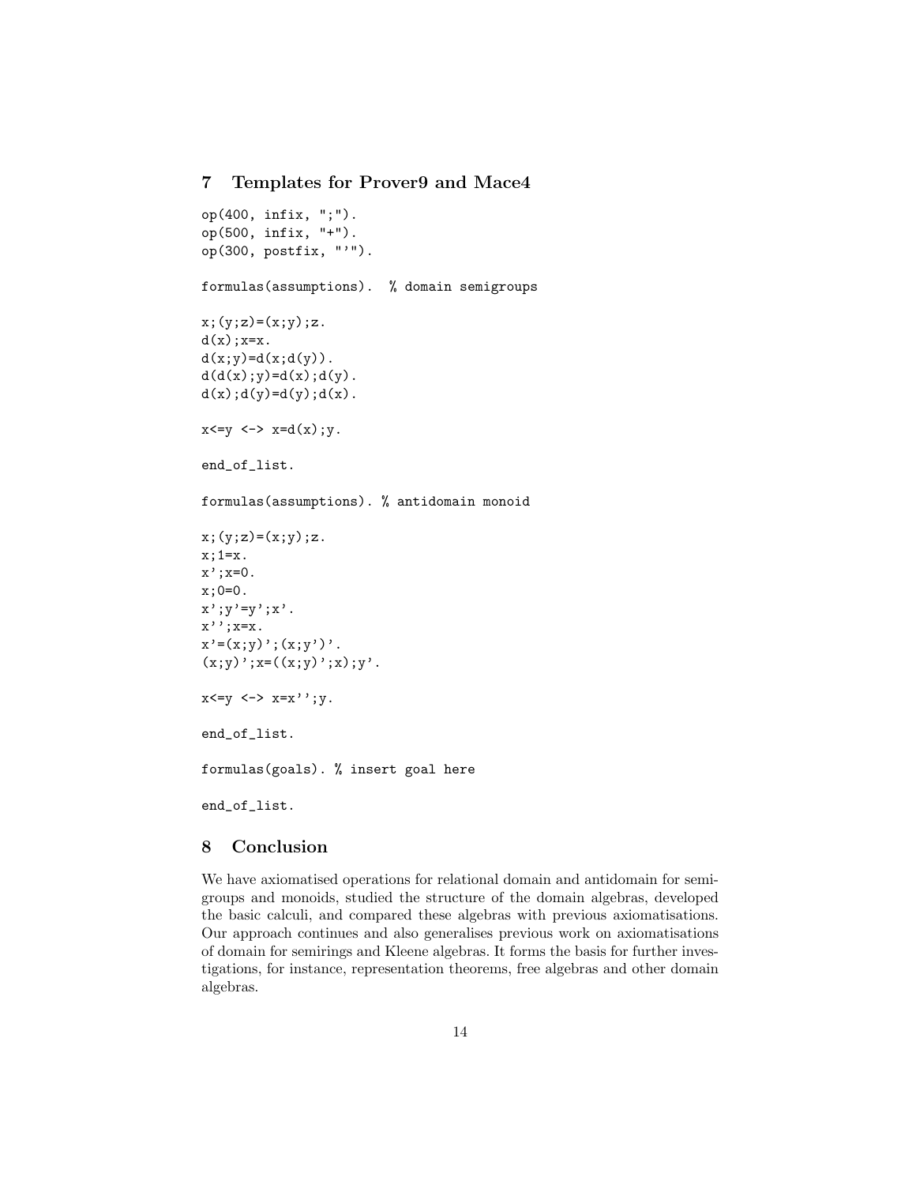## 7 Templates for Prover9 and Mace4

```
op(400, infix, ";").
op(500, infix, "+").
op(300, postfix, "'").

formulas(assumptions).  % domain semigroups

x;(y;z)=(x;y);z.
d(x);x=x.
d(x;y)=d(x;d(y)).
d(d(x);y)=d(x);d(y).
d(x);d(y)=d(y);d(x).

x<=y <-> x=d(x);y.

end_of_list.

formulas(assumptions). % antidomain monoid

x;(y;z)=(x;y);z.
x;1=x.
x';x=0.
x;0=0.
x';y'=y';x'.
x'';x=x.
x'=(x;y)';(x;y')'.
(x;y)';x=((x;y)';x);y'.

x<=y <-> x=x'';y.

end_of_list.

formulas(goals). % insert goal here

end_of_list.
```

## 8 Conclusion

We have axiomatised operations for relational domain and antidomain for semigroups and monoids, studied the structure of the domain algebras, developed the basic calculi, and compared these algebras with previous axiomatisations. Our approach continues and also generalises previous work on axiomatisations of domain for semirings and Kleene algebras. It forms the basis for further investigations, for instance, representation theorems, free algebras and other domain algebras.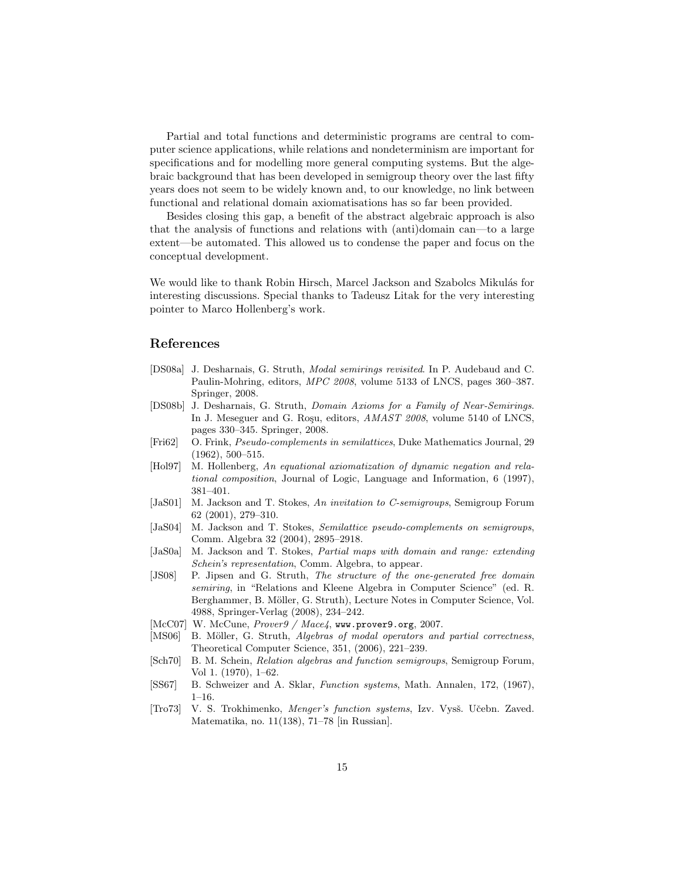Partial and total functions and deterministic programs are central to computer science applications, while relations and nondeterminism are important for specifications and for modelling more general computing systems. But the algebraic background that has been developed in semigroup theory over the last fifty years does not seem to be widely known and, to our knowledge, no link between functional and relational domain axiomatisations has so far been provided.

Besides closing this gap, a benefit of the abstract algebraic approach is also that the analysis of functions and relations with (anti)domain can—to a large extent—be automated. This allowed us to condense the paper and focus on the conceptual development.

We would like to thank Robin Hirsch, Marcel Jackson and Szabolcs Mikulás for interesting discussions. Special thanks to Tadeusz Litak for the very interesting pointer to Marco Hollenberg's work.

## References

- [DS08a] J. Desharnais, G. Struth, *Modal semirings revisited*. In P. Audebaud and C. Paulin-Mohring, editors, *MPC 2008*, volume 5133 of LNCS, pages 360–387. Springer, 2008.
- [DS08b] J. Desharnais, G. Struth, *Domain Axioms for a Family of Near-Semirings*. In J. Meseguer and G. Roşu, editors, *AMAST 2008*, volume 5140 of LNCS, pages 330–345. Springer, 2008.
- [Fri62] O. Frink, *Pseudo-complements in semilattices*, Duke Mathematics Journal, 29 (1962), 500–515.
- [Hol97] M. Hollenberg, *An equational axiomatization of dynamic negation and relational composition*, Journal of Logic, Language and Information, 6 (1997), 381–401.
- [JaS01] M. Jackson and T. Stokes, *An invitation to C-semigroups*, Semigroup Forum 62 (2001), 279–310.
- [JaS04] M. Jackson and T. Stokes, *Semilattice pseudo-complements on semigroups*, Comm. Algebra 32 (2004), 2895–2918.
- [JaS0a] M. Jackson and T. Stokes, *Partial maps with domain and range: extending Schein's representation*, Comm. Algebra, to appear.
- [JS08] P. Jipsen and G. Struth, *The structure of the one-generated free domain semiring*, in "Relations and Kleene Algebra in Computer Science" (ed. R. Berghammer, B. Möller, G. Struth), Lecture Notes in Computer Science, Vol. 4988, Springer-Verlag (2008), 234–242.
- [McC07] W. McCune, *Prover9 / Mace4*, `www.prover9.org`, 2007.
- [MS06] B. Möller, G. Struth, *Algebras of modal operators and partial correctness*, Theoretical Computer Science, 351, (2006), 221–239.
- [Sch70] B. M. Schein, *Relation algebras and function semigroups*, Semigroup Forum, Vol 1. (1970), 1–62.
- [SS67] B. Schweizer and A. Sklar, *Function systems*, Math. Annalen, 172, (1967), 1–16.
- [Tro73] V. S. Trokhimenko, *Menger's function systems*, Izv. Vysš. Učebn. Zaved. Matematika, no. 11(138), 71–78 [in Russian].